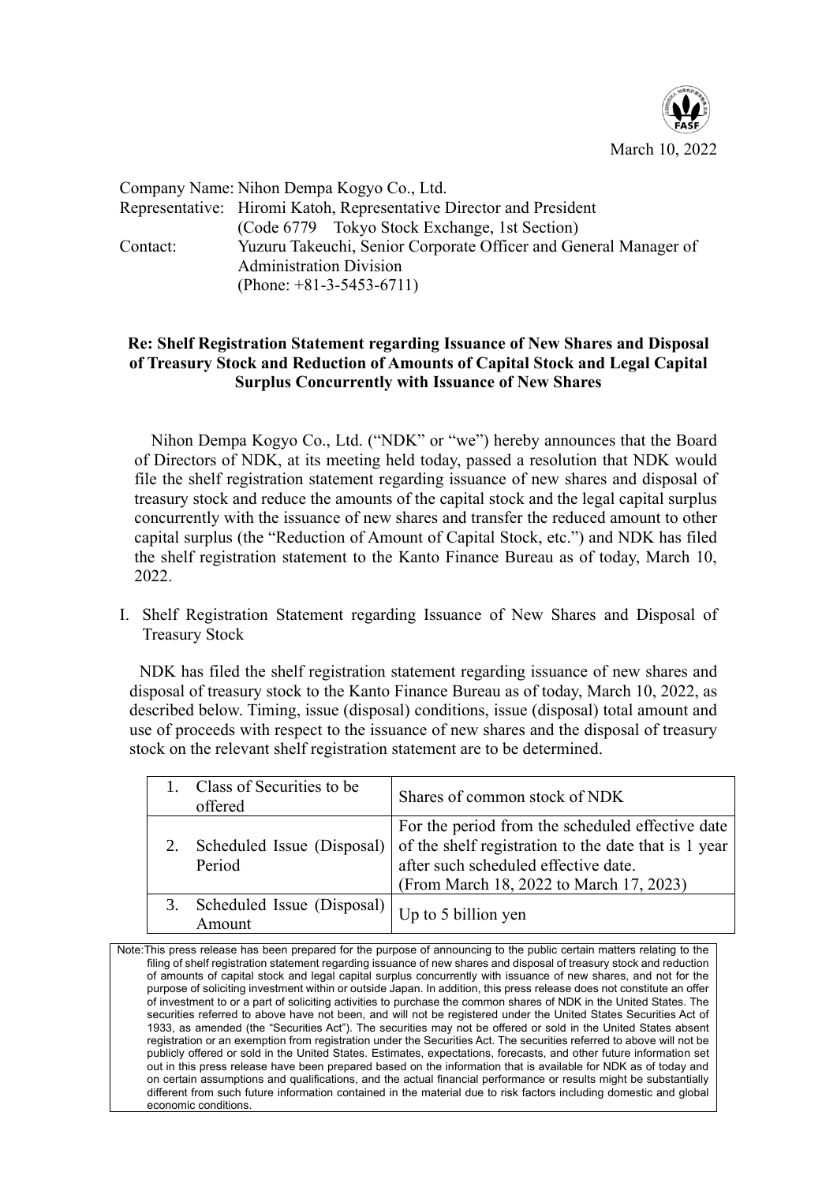March 10, 2022

Company Name: Nihon Dempa Kogyo Co., Ltd.
Representative: Hiromi Katoh, Representative Director and President
(Code 6779 Tokyo Stock Exchange, 1st Section)
Contact: Yuzuru Takeuchi, Senior Corporate Officer and General Manager of Administration Division
(Phone: +81-3-5453-6711)

**Re: Shelf Registration Statement regarding Issuance of New Shares and Disposal of Treasury Stock and Reduction of Amounts of Capital Stock and Legal Capital Surplus Concurrently with Issuance of New Shares**

Nihon Dempa Kogyo Co., Ltd. ("NDK" or "we") hereby announces that the Board of Directors of NDK, at its meeting held today, passed a resolution that NDK would file the shelf registration statement regarding issuance of new shares and disposal of treasury stock and reduce the amounts of the capital stock and the legal capital surplus concurrently with the issuance of new shares and transfer the reduced amount to other capital surplus (the "Reduction of Amount of Capital Stock, etc.") and NDK has filed the shelf registration statement to the Kanto Finance Bureau as of today, March 10, 2022.

I. Shelf Registration Statement regarding Issuance of New Shares and Disposal of Treasury Stock

NDK has filed the shelf registration statement regarding issuance of new shares and disposal of treasury stock to the Kanto Finance Bureau as of today, March 10, 2022, as described below. Timing, issue (disposal) conditions, issue (disposal) total amount and use of proceeds with respect to the issuance of new shares and the disposal of treasury stock on the relevant shelf registration statement are to be determined.

| | |
|---|---|
| 1. Class of Securities to be offered | Shares of common stock of NDK |
| 2. Scheduled Issue (Disposal) Period | For the period from the scheduled effective date of the shelf registration to the date that is 1 year after such scheduled effective date.<br>(From March 18, 2022 to March 17, 2023) |
| 3. Scheduled Issue (Disposal) Amount | Up to 5 billion yen |

Note: This press release has been prepared for the purpose of announcing to the public certain matters relating to the filing of shelf registration statement regarding issuance of new shares and disposal of treasury stock and reduction of amounts of capital stock and legal capital surplus concurrently with issuance of new shares, and not for the purpose of soliciting investment within or outside Japan. In addition, this press release does not constitute an offer of investment to or a part of soliciting activities to purchase the common shares of NDK in the United States. The securities referred to above have not been, and will not be registered under the United States Securities Act of 1933, as amended (the "Securities Act"). The securities may not be offered or sold in the United States absent registration or an exemption from registration under the Securities Act. The securities referred to above will not be publicly offered or sold in the United States. Estimates, expectations, forecasts, and other future information set out in this press release have been prepared based on the information that is available for NDK as of today and on certain assumptions and qualifications, and the actual financial performance or results might be substantially different from such future information contained in the material due to risk factors including domestic and global economic conditions.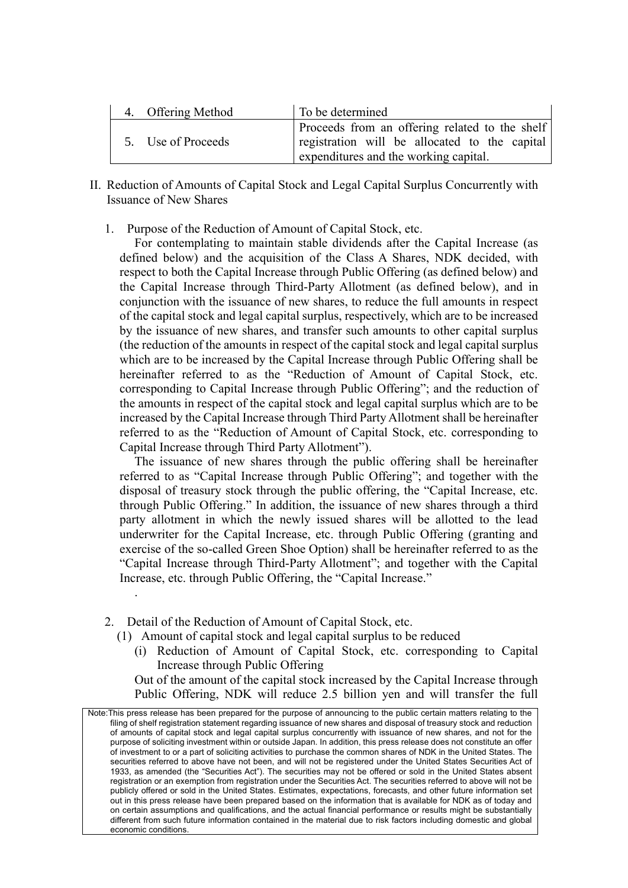| 4. Offering Method | To be determined |
|---|---|
| 5. Use of Proceeds | Proceeds from an offering related to the shelf registration will be allocated to the capital expenditures and the working capital. |

II. Reduction of Amounts of Capital Stock and Legal Capital Surplus Concurrently with Issuance of New Shares

1. Purpose of the Reduction of Amount of Capital Stock, etc.

   For contemplating to maintain stable dividends after the Capital Increase (as defined below) and the acquisition of the Class A Shares, NDK decided, with respect to both the Capital Increase through Public Offering (as defined below) and the Capital Increase through Third-Party Allotment (as defined below), and in conjunction with the issuance of new shares, to reduce the full amounts in respect of the capital stock and legal capital surplus, respectively, which are to be increased by the issuance of new shares, and transfer such amounts to other capital surplus (the reduction of the amounts in respect of the capital stock and legal capital surplus which are to be increased by the Capital Increase through Public Offering shall be hereinafter referred to as the "Reduction of Amount of Capital Stock, etc. corresponding to Capital Increase through Public Offering"; and the reduction of the amounts in respect of the capital stock and legal capital surplus which are to be increased by the Capital Increase through Third Party Allotment shall be hereinafter referred to as the "Reduction of Amount of Capital Stock, etc. corresponding to Capital Increase through Third Party Allotment").

   The issuance of new shares through the public offering shall be hereinafter referred to as "Capital Increase through Public Offering"; and together with the disposal of treasury stock through the public offering, the "Capital Increase, etc. through Public Offering." In addition, the issuance of new shares through a third party allotment in which the newly issued shares will be allotted to the lead underwriter for the Capital Increase, etc. through Public Offering (granting and exercise of the so-called Green Shoe Option) shall be hereinafter referred to as the "Capital Increase through Third-Party Allotment"; and together with the Capital Increase, etc. through Public Offering, the "Capital Increase."

2. Detail of the Reduction of Amount of Capital Stock, etc.

   (1) Amount of capital stock and legal capital surplus to be reduced

   (i) Reduction of Amount of Capital Stock, etc. corresponding to Capital Increase through Public Offering

   Out of the amount of the capital stock increased by the Capital Increase through Public Offering, NDK will reduce 2.5 billion yen and will transfer the full

Note: This press release has been prepared for the purpose of announcing to the public certain matters relating to the filing of shelf registration statement regarding issuance of new shares and disposal of treasury stock and reduction of amounts of capital stock and legal capital surplus concurrently with issuance of new shares, and not for the purpose of soliciting investment within or outside Japan. In addition, this press release does not constitute an offer of investment to or a part of soliciting activities to purchase the common shares of NDK in the United States. The securities referred to above have not been, and will not be registered under the United States Securities Act of 1933, as amended (the "Securities Act"). The securities may not be offered or sold in the United States absent registration or an exemption from registration under the Securities Act. The securities referred to above will not be publicly offered or sold in the United States. Estimates, expectations, forecasts, and other future information set out in this press release have been prepared based on the information that is available for NDK as of today and on certain assumptions and qualifications, and the actual financial performance or results might be substantially different from such future information contained in the material due to risk factors including domestic and global economic conditions.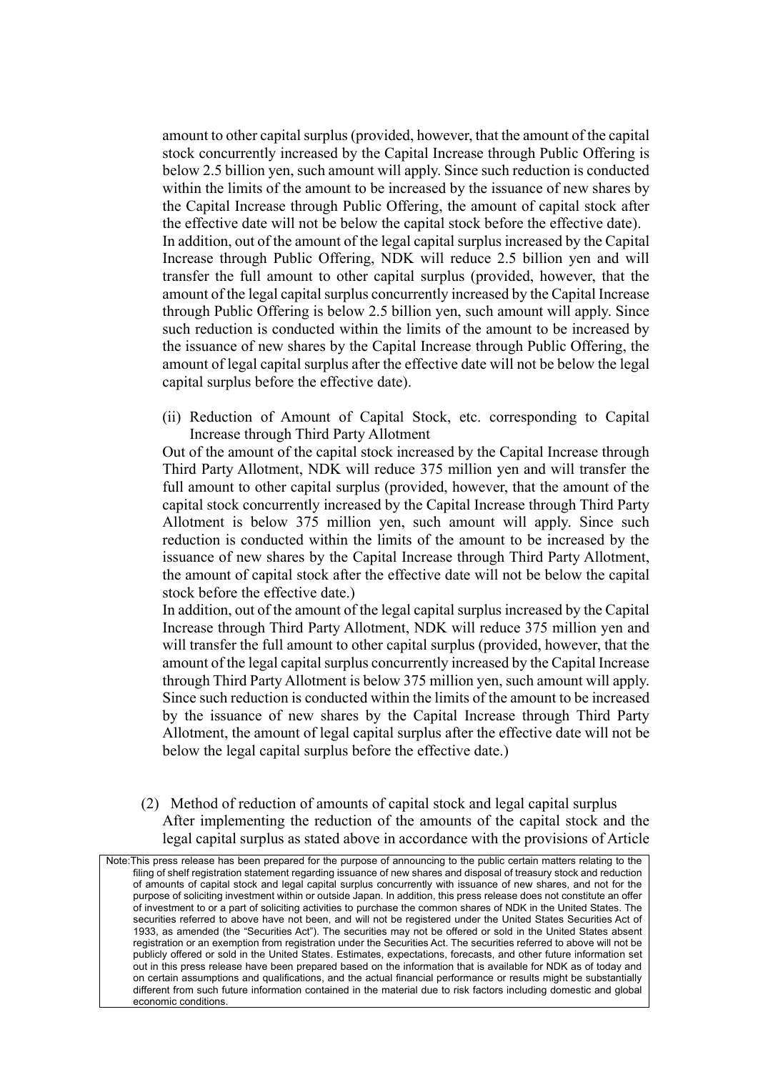amount to other capital surplus (provided, however, that the amount of the capital stock concurrently increased by the Capital Increase through Public Offering is below 2.5 billion yen, such amount will apply. Since such reduction is conducted within the limits of the amount to be increased by the issuance of new shares by the Capital Increase through Public Offering, the amount of capital stock after the effective date will not be below the capital stock before the effective date).

In addition, out of the amount of the legal capital surplus increased by the Capital Increase through Public Offering, NDK will reduce 2.5 billion yen and will transfer the full amount to other capital surplus (provided, however, that the amount of the legal capital surplus concurrently increased by the Capital Increase through Public Offering is below 2.5 billion yen, such amount will apply. Since such reduction is conducted within the limits of the amount to be increased by the issuance of new shares by the Capital Increase through Public Offering, the amount of legal capital surplus after the effective date will not be below the legal capital surplus before the effective date).

(ii) Reduction of Amount of Capital Stock, etc. corresponding to Capital Increase through Third Party Allotment

Out of the amount of the capital stock increased by the Capital Increase through Third Party Allotment, NDK will reduce 375 million yen and will transfer the full amount to other capital surplus (provided, however, that the amount of the capital stock concurrently increased by the Capital Increase through Third Party Allotment is below 375 million yen, such amount will apply. Since such reduction is conducted within the limits of the amount to be increased by the issuance of new shares by the Capital Increase through Third Party Allotment, the amount of capital stock after the effective date will not be below the capital stock before the effective date.)

In addition, out of the amount of the legal capital surplus increased by the Capital Increase through Third Party Allotment, NDK will reduce 375 million yen and will transfer the full amount to other capital surplus (provided, however, that the amount of the legal capital surplus concurrently increased by the Capital Increase through Third Party Allotment is below 375 million yen, such amount will apply. Since such reduction is conducted within the limits of the amount to be increased by the issuance of new shares by the Capital Increase through Third Party Allotment, the amount of legal capital surplus after the effective date will not be below the legal capital surplus before the effective date.)

(2) Method of reduction of amounts of capital stock and legal capital surplus

After implementing the reduction of the amounts of the capital stock and the legal capital surplus as stated above in accordance with the provisions of Article

Note: This press release has been prepared for the purpose of announcing to the public certain matters relating to the filing of shelf registration statement regarding issuance of new shares and disposal of treasury stock and reduction of amounts of capital stock and legal capital surplus concurrently with issuance of new shares, and not for the purpose of soliciting investment within or outside Japan. In addition, this press release does not constitute an offer of investment to or a part of soliciting activities to purchase the common shares of NDK in the United States. The securities referred to above have not been, and will not be registered under the United States Securities Act of 1933, as amended (the "Securities Act"). The securities may not be offered or sold in the United States absent registration or an exemption from registration under the Securities Act. The securities referred to above will not be publicly offered or sold in the United States. Estimates, expectations, forecasts, and other future information set out in this press release have been prepared based on the information that is available for NDK as of today and on certain assumptions and qualifications, and the actual financial performance or results might be substantially different from such future information contained in the material due to risk factors including domestic and global economic conditions.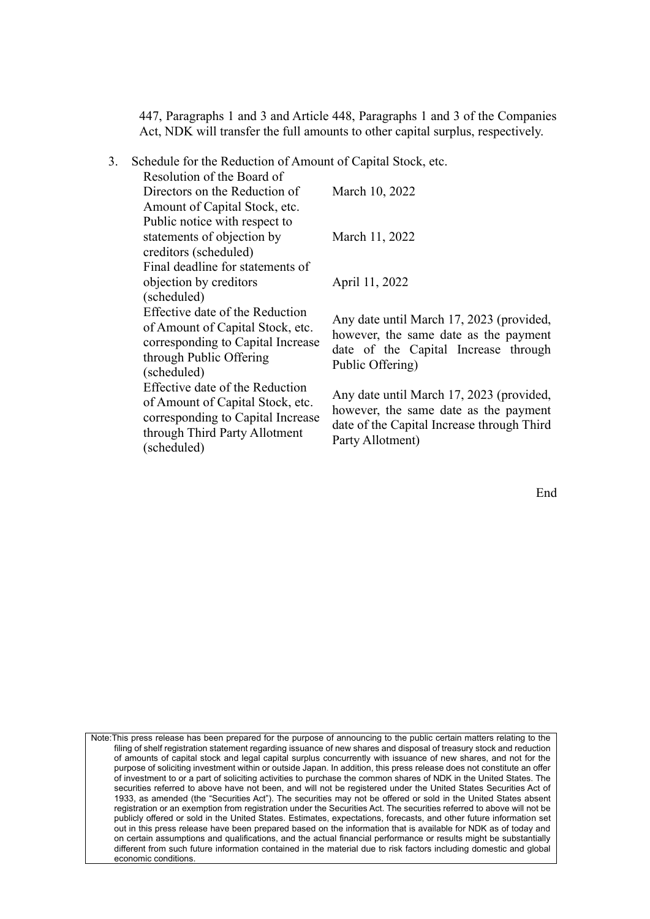447, Paragraphs 1 and 3 and Article 448, Paragraphs 1 and 3 of the Companies Act, NDK will transfer the full amounts to other capital surplus, respectively.

3. Schedule for the Reduction of Amount of Capital Stock, etc.

| | |
|---|---|
| Resolution of the Board of Directors on the Reduction of Amount of Capital Stock, etc. | March 10, 2022 |
| Public notice with respect to statements of objection by creditors (scheduled) | March 11, 2022 |
| Final deadline for statements of objection by creditors (scheduled) | April 11, 2022 |
| Effective date of the Reduction of Amount of Capital Stock, etc. corresponding to Capital Increase through Public Offering (scheduled) | Any date until March 17, 2023 (provided, however, the same date as the payment date of the Capital Increase through Public Offering) |
| Effective date of the Reduction of Amount of Capital Stock, etc. corresponding to Capital Increase through Third Party Allotment (scheduled) | Any date until March 17, 2023 (provided, however, the same date as the payment date of the Capital Increase through Third Party Allotment) |

End

Note: This press release has been prepared for the purpose of announcing to the public certain matters relating to the filing of shelf registration statement regarding issuance of new shares and disposal of treasury stock and reduction of amounts of capital stock and legal capital surplus concurrently with issuance of new shares, and not for the purpose of soliciting investment within or outside Japan. In addition, this press release does not constitute an offer of investment to or a part of soliciting activities to purchase the common shares of NDK in the United States. The securities referred to above have not been, and will not be registered under the United States Securities Act of 1933, as amended (the "Securities Act"). The securities may not be offered or sold in the United States absent registration or an exemption from registration under the Securities Act. The securities referred to above will not be publicly offered or sold in the United States. Estimates, expectations, forecasts, and other future information set out in this press release have been prepared based on the information that is available for NDK as of today and on certain assumptions and qualifications, and the actual financial performance or results might be substantially different from such future information contained in the material due to risk factors including domestic and global economic conditions.